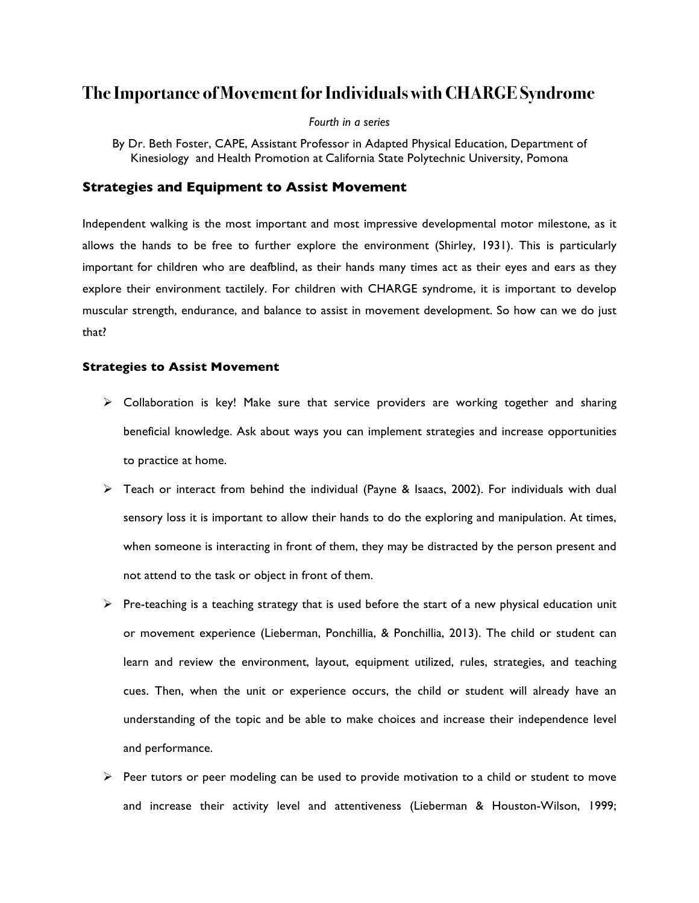# The Importance of Movement for Individuals with CHARGE Syndrome

*Fourth in a series*

By Dr. Beth Foster, CAPE, Assistant Professor in Adapted Physical Education, Department of Kinesiology and Health Promotion at California State Polytechnic University, Pomona

## Strategies and Equipment to Assist Movement

Independent walking is the most important and most impressive developmental motor milestone, as it allows the hands to be free to further explore the environment (Shirley, 1931). This is particularly important for children who are deafblind, as their hands many times act as their eyes and ears as they explore their environment tactilely. For children with CHARGE syndrome, it is important to develop muscular strength, endurance, and balance to assist in movement development. So how can we do just that?

### Strategies to Assist Movement

- Collaboration is key! Make sure that service providers are working together and sharing beneficial knowledge. Ask about ways you can implement strategies and increase opportunities to practice at home.
- Teach or interact from behind the individual (Payne & Isaacs, 2002). For individuals with dual sensory loss it is important to allow their hands to do the exploring and manipulation. At times, when someone is interacting in front of them, they may be distracted by the person present and not attend to the task or object in front of them.
- Pre-teaching is a teaching strategy that is used before the start of a new physical education unit or movement experience (Lieberman, Ponchillia, & Ponchillia, 2013). The child or student can learn and review the environment, layout, equipment utilized, rules, strategies, and teaching cues. Then, when the unit or experience occurs, the child or student will already have an understanding of the topic and be able to make choices and increase their independence level and performance.
- Peer tutors or peer modeling can be used to provide motivation to a child or student to move and increase their activity level and attentiveness (Lieberman & Houston-Wilson, 1999;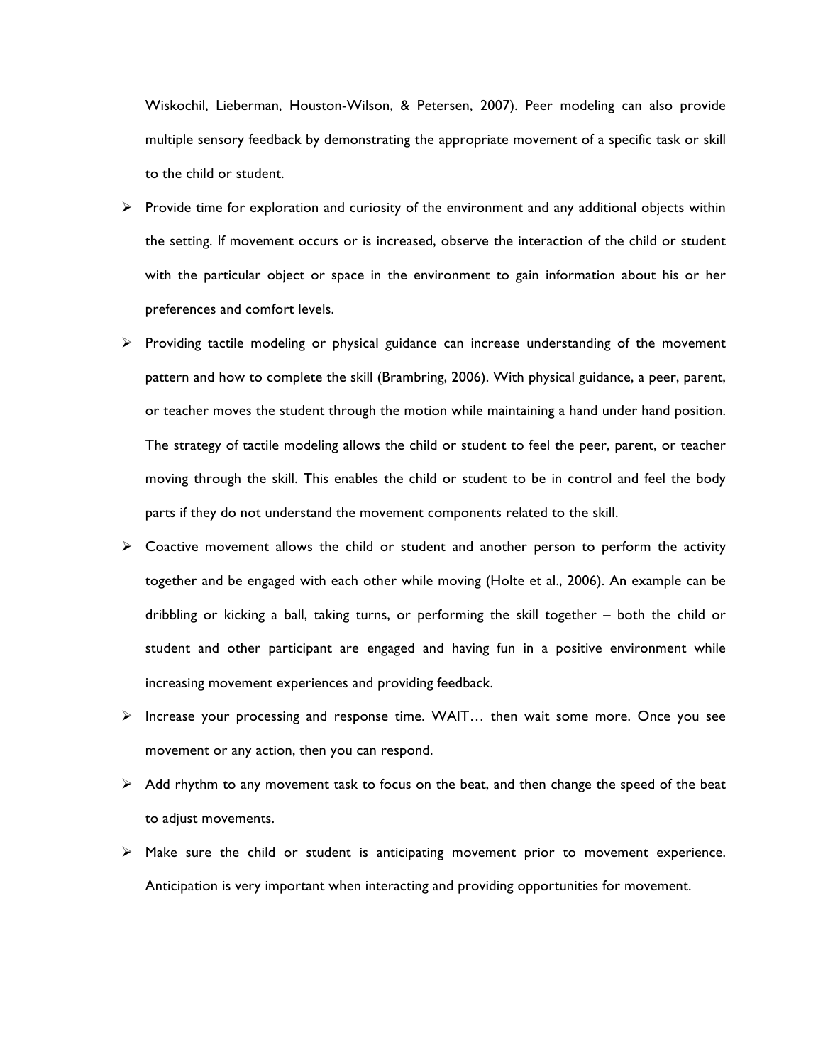Wiskochil, Lieberman, Houston-Wilson, & Petersen, 2007). Peer modeling can also provide multiple sensory feedback by demonstrating the appropriate movement of a specific task or skill to the child or student.

- Provide time for exploration and curiosity of the environment and any additional objects within the setting. If movement occurs or is increased, observe the interaction of the child or student with the particular object or space in the environment to gain information about his or her preferences and comfort levels.
- Providing tactile modeling or physical guidance can increase understanding of the movement pattern and how to complete the skill (Brambring, 2006). With physical guidance, a peer, parent, or teacher moves the student through the motion while maintaining a hand under hand position. The strategy of tactile modeling allows the child or student to feel the peer, parent, or teacher moving through the skill. This enables the child or student to be in control and feel the body parts if they do not understand the movement components related to the skill.
- Coactive movement allows the child or student and another person to perform the activity together and be engaged with each other while moving (Holte et al., 2006). An example can be dribbling or kicking a ball, taking turns, or performing the skill together – both the child or student and other participant are engaged and having fun in a positive environment while increasing movement experiences and providing feedback.
- Increase your processing and response time. WAIT… then wait some more. Once you see movement or any action, then you can respond.
- Add rhythm to any movement task to focus on the beat, and then change the speed of the beat to adjust movements.
- Make sure the child or student is anticipating movement prior to movement experience. Anticipation is very important when interacting and providing opportunities for movement.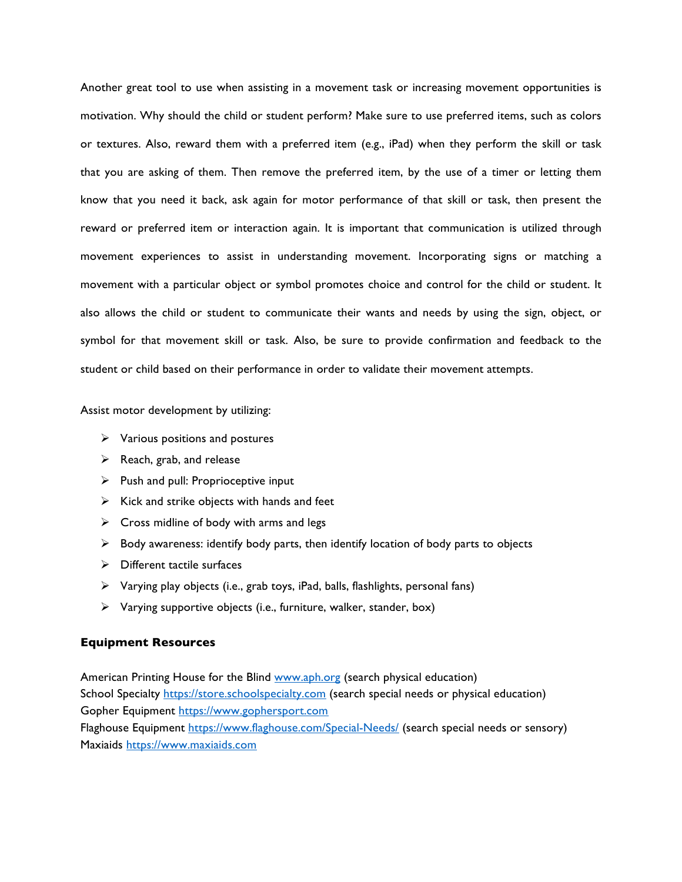Another great tool to use when assisting in a movement task or increasing movement opportunities is motivation. Why should the child or student perform? Make sure to use preferred items, such as colors or textures. Also, reward them with a preferred item (e.g., iPad) when they perform the skill or task that you are asking of them. Then remove the preferred item, by the use of a timer or letting them know that you need it back, ask again for motor performance of that skill or task, then present the reward or preferred item or interaction again. It is important that communication is utilized through movement experiences to assist in understanding movement. Incorporating signs or matching a movement with a particular object or symbol promotes choice and control for the child or student. It also allows the child or student to communicate their wants and needs by using the sign, object, or symbol for that movement skill or task. Also, be sure to provide confirmation and feedback to the student or child based on their performance in order to validate their movement attempts.

Assist motor development by utilizing:

- Various positions and postures
- Reach, grab, and release
- Push and pull: Proprioceptive input
- Kick and strike objects with hands and feet
- Cross midline of body with arms and legs
- Body awareness: identify body parts, then identify location of body parts to objects
- Different tactile surfaces
- Varying play objects (i.e., grab toys, iPad, balls, flashlights, personal fans)
- Varying supportive objects (i.e., furniture, walker, stander, box)

### Equipment Resources

American Printing House for the Blind [www.aph.org](www.aph.org) (search physical education)
School Specialty [https://store.schoolspecialty.com](https://store.schoolspecialty.com) (search special needs or physical education)
Gopher Equipment [https://www.gophersport.com](https://www.gophersport.com)
Flaghouse Equipment [https://www.flaghouse.com/Special-Needs/](https://www.flaghouse.com/Special-Needs/) (search special needs or sensory)
Maxiaids [https://www.maxiaids.com](https://www.maxiaids.com)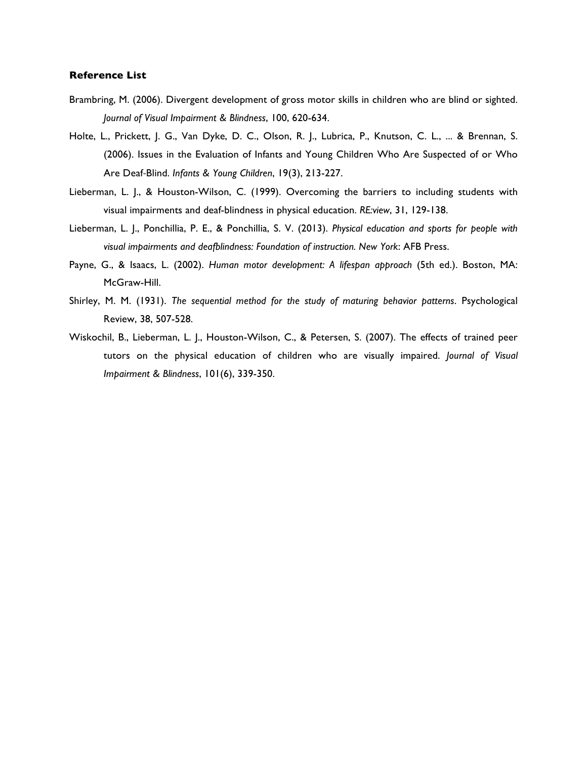**Reference List**

Brambring, M. (2006). Divergent development of gross motor skills in children who are blind or sighted. *Journal of Visual Impairment & Blindness*, 100, 620-634.

Holte, L., Prickett, J. G., Van Dyke, D. C., Olson, R. J., Lubrica, P., Knutson, C. L., ... & Brennan, S. (2006). Issues in the Evaluation of Infants and Young Children Who Are Suspected of or Who Are Deaf-Blind. *Infants & Young Children*, 19(3), 213-227.

Lieberman, L. J., & Houston-Wilson, C. (1999). Overcoming the barriers to including students with visual impairments and deaf-blindness in physical education. *RE:view*, 31, 129-138.

Lieberman, L. J., Ponchillia, P. E., & Ponchillia, S. V. (2013). *Physical education and sports for people with visual impairments and deafblindness: Foundation of instruction. New York*: AFB Press.

Payne, G., & Isaacs, L. (2002). *Human motor development: A lifespan approach* (5th ed.). Boston, MA: McGraw-Hill.

Shirley, M. M. (1931). *The sequential method for the study of maturing behavior patterns*. Psychological Review, 38, 507-528.

Wiskochil, B., Lieberman, L. J., Houston-Wilson, C., & Petersen, S. (2007). The effects of trained peer tutors on the physical education of children who are visually impaired. *Journal of Visual Impairment & Blindness*, 101(6), 339-350.